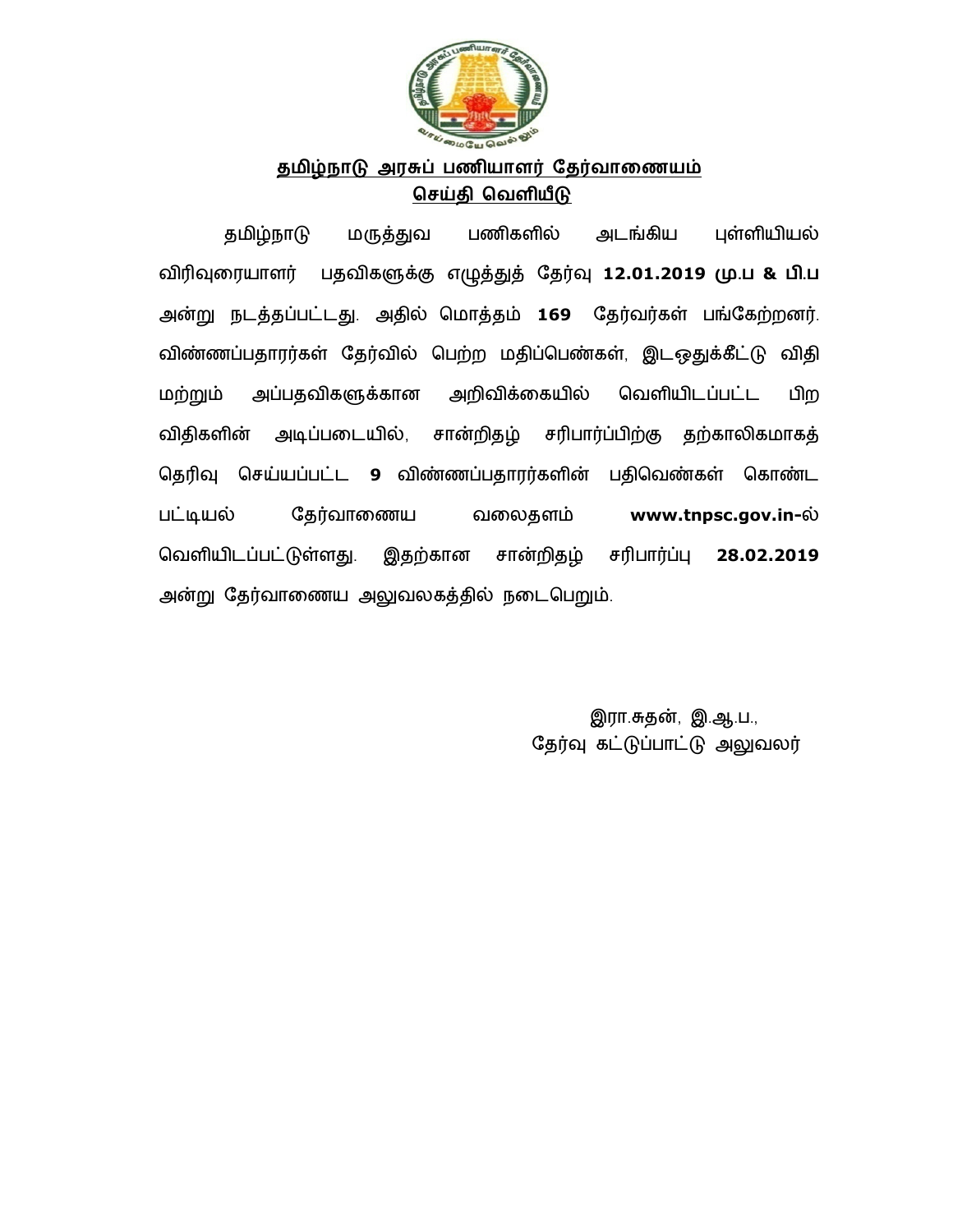# தமிழ்நாடு அரசுப் பணியாளர் தேர்வாணையம்

## செய்தி வெளியீடு

தமிழ்நாடு மருத்துவ பணிகளில் அடங்கிய புள்ளியியல் விரிவுரையாளர் பதவிகளுக்கு எழுத்துத் தேர்வு **12.01.2019 மு.ப & பி.ப** அன்று நடத்தப்பட்டது. அதில் மொத்தம் **169** தேர்வர்கள் பங்கேற்றனர். விண்ணப்பதாரர்கள் தேர்வில் பெற்ற மதிப்பெண்கள், இடஒதுக்கீட்டு விதி மற்றும் அப்பதவிகளுக்கான அறிவிக்கையில் வெளியிடப்பட்ட பிற விதிகளின் அடிப்படையில், சான்றிதழ் சரிபார்ப்பிற்கு தற்காலிகமாகத் தெரிவு செய்யப்பட்ட **9** விண்ணப்பதாரர்களின் பதிவெண்கள் கொண்ட பட்டியல் தேர்வாணைய வலைதளம் **www.tnpsc.gov.in-**ல் வெளியிடப்பட்டுள்ளது. இதற்கான சான்றிதழ் சரிபார்ப்பு **28.02.2019** அன்று தேர்வாணைய அலுவலகத்தில் நடைபெறும்.

இரா.சுதன், இ.ஆ.ப.,
தேர்வு கட்டுப்பாட்டு அலுவலர்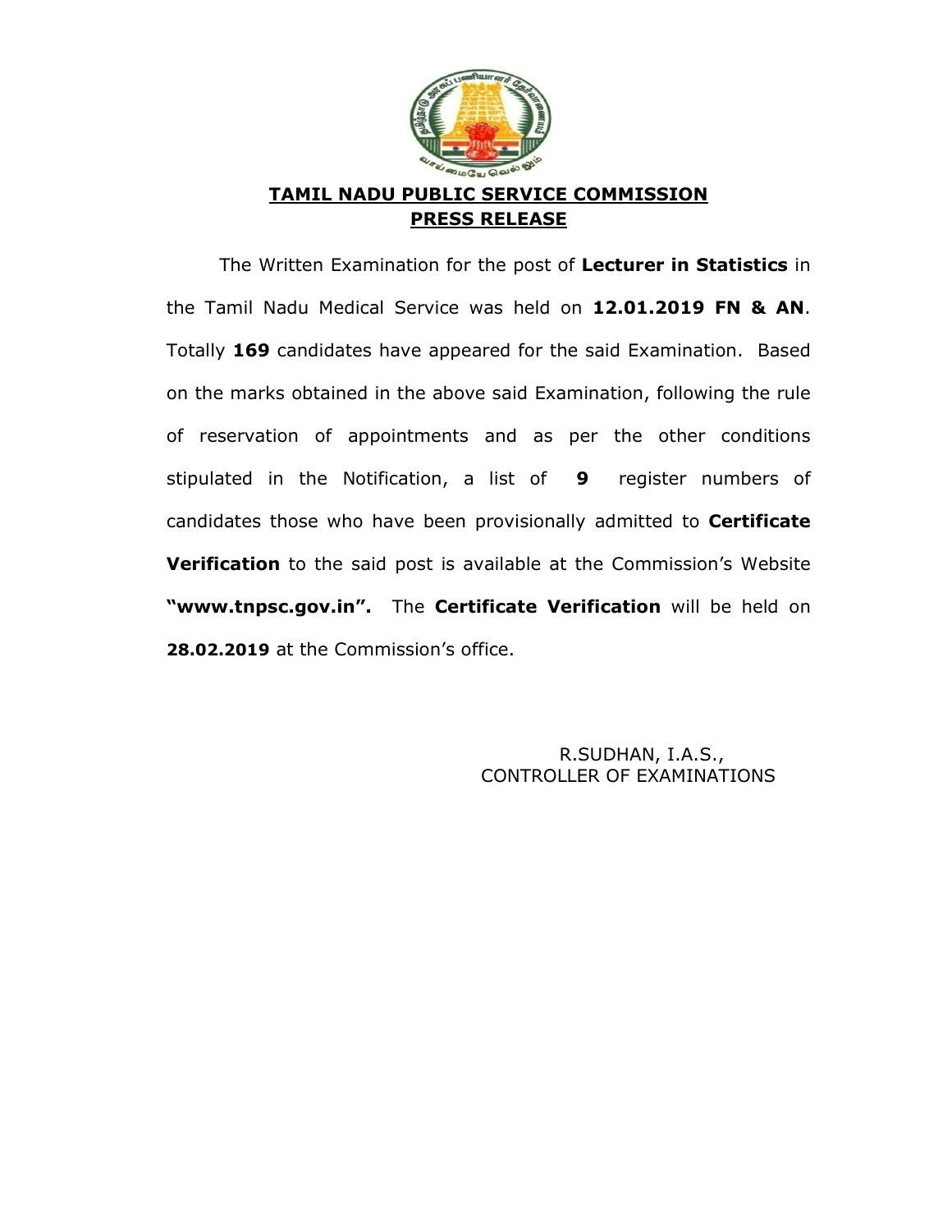# TAMIL NADU PUBLIC SERVICE COMMISSION
## PRESS RELEASE

The Written Examination for the post of **Lecturer in Statistics** in the Tamil Nadu Medical Service was held on **12.01.2019 FN & AN**. Totally **169** candidates have appeared for the said Examination. Based on the marks obtained in the above said Examination, following the rule of reservation of appointments and as per the other conditions stipulated in the Notification, a list of **9** register numbers of candidates those who have been provisionally admitted to **Certificate Verification** to the said post is available at the Commission's Website **"www.tnpsc.gov.in".** The **Certificate Verification** will be held on **28.02.2019** at the Commission's office.

R.SUDHAN, I.A.S.,
CONTROLLER OF EXAMINATIONS